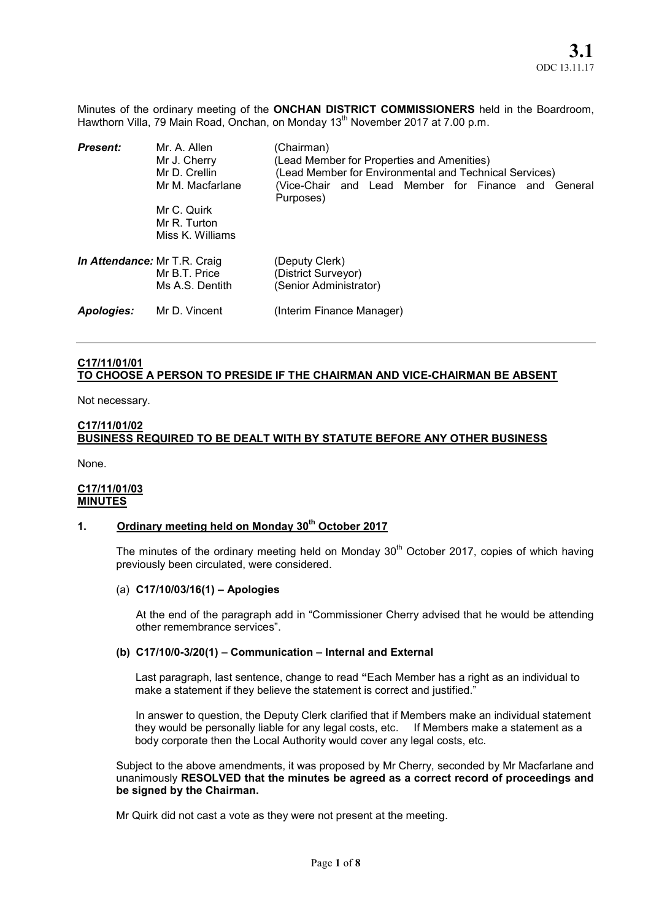**3.1**
ODC 13.11.17

Minutes of the ordinary meeting of the **ONCHAN DISTRICT COMMISSIONERS** held in the Boardroom, Hawthorn Villa, 79 Main Road, Onchan, on Monday 13th November 2017 at 7.00 p.m.

| | | |
|---|---|---|
| ***Present:*** | Mr. A. Allen | (Chairman) |
| | Mr J. Cherry | (Lead Member for Properties and Amenities) |
| | Mr D. Crellin | (Lead Member for Environmental and Technical Services) |
| | Mr M. Macfarlane | (Vice-Chair and Lead Member for Finance and General Purposes) |
| | Mr C. Quirk | |
| | Mr R. Turton | |
| | Miss K. Williams | |
| ***In Attendance:*** | Mr T.R. Craig | (Deputy Clerk) |
| | Mr B.T. Price | (District Surveyor) |
| | Ms A.S. Dentith | (Senior Administrator) |
| ***Apologies:*** | Mr D. Vincent | (Interim Finance Manager) |

---

**C17/11/01/01**
**TO CHOOSE A PERSON TO PRESIDE IF THE CHAIRMAN AND VICE-CHAIRMAN BE ABSENT**

Not necessary.

**C17/11/01/02**
**BUSINESS REQUIRED TO BE DEALT WITH BY STATUTE BEFORE ANY OTHER BUSINESS**

None.

**C17/11/01/03**
**MINUTES**

**1. Ordinary meeting held on Monday 30th October 2017**

The minutes of the ordinary meeting held on Monday 30th October 2017, copies of which having previously been circulated, were considered.

(a) **C17/10/03/16(1) – Apologies**

At the end of the paragraph add in "Commissioner Cherry advised that he would be attending other remembrance services".

**(b) C17/10/0-3/20(1) – Communication – Internal and External**

Last paragraph, last sentence, change to read **"**Each Member has a right as an individual to make a statement if they believe the statement is correct and justified."

In answer to question, the Deputy Clerk clarified that if Members make an individual statement they would be personally liable for any legal costs, etc. If Members make a statement as a body corporate then the Local Authority would cover any legal costs, etc.

Subject to the above amendments, it was proposed by Mr Cherry, seconded by Mr Macfarlane and unanimously **RESOLVED that the minutes be agreed as a correct record of proceedings and be signed by the Chairman.**

Mr Quirk did not cast a vote as they were not present at the meeting.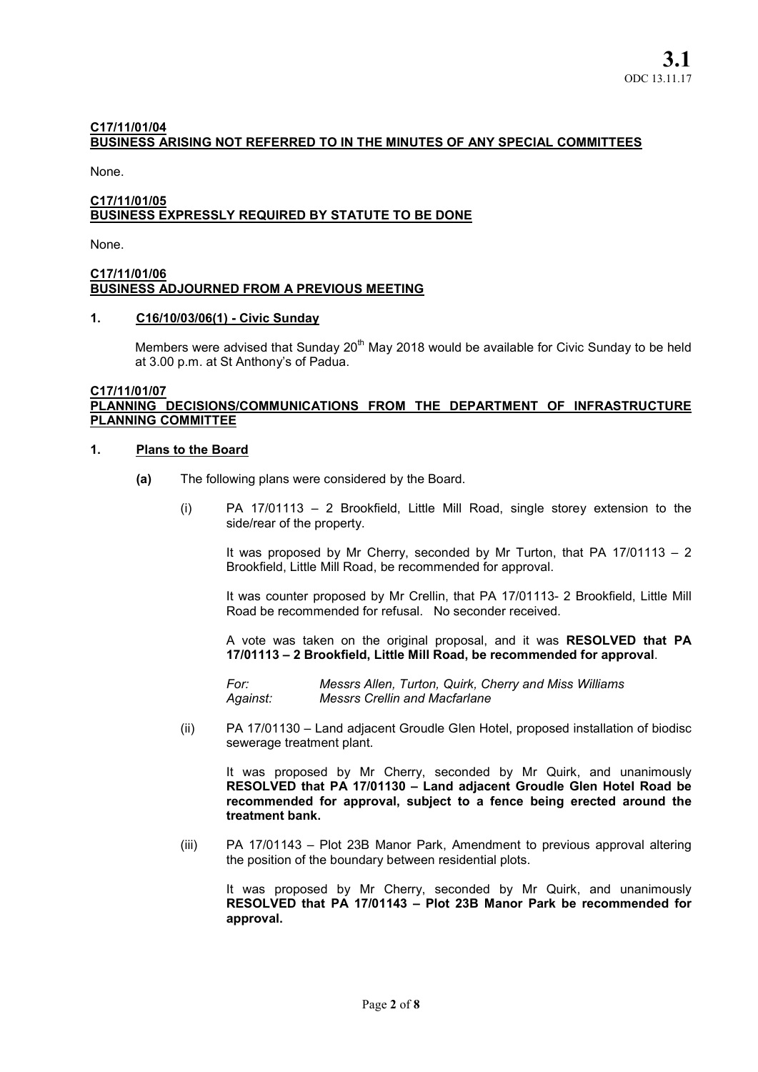**C17/11/01/04**
**BUSINESS ARISING NOT REFERRED TO IN THE MINUTES OF ANY SPECIAL COMMITTEES**

None.

**C17/11/01/05**
**BUSINESS EXPRESSLY REQUIRED BY STATUTE TO BE DONE**

None.

**C17/11/01/06**
**BUSINESS ADJOURNED FROM A PREVIOUS MEETING**

**1. C16/10/03/06(1) - Civic Sunday**

Members were advised that Sunday 20th May 2018 would be available for Civic Sunday to be held at 3.00 p.m. at St Anthony's of Padua.

**C17/11/01/07**
**PLANNING DECISIONS/COMMUNICATIONS FROM THE DEPARTMENT OF INFRASTRUCTURE PLANNING COMMITTEE**

**1. Plans to the Board**

**(a)** The following plans were considered by the Board.

(i) PA 17/01113 – 2 Brookfield, Little Mill Road, single storey extension to the side/rear of the property.

It was proposed by Mr Cherry, seconded by Mr Turton, that PA 17/01113 – 2 Brookfield, Little Mill Road, be recommended for approval.

It was counter proposed by Mr Crellin, that PA 17/01113- 2 Brookfield, Little Mill Road be recommended for refusal. No seconder received.

A vote was taken on the original proposal, and it was **RESOLVED that PA 17/01113 – 2 Brookfield, Little Mill Road, be recommended for approval**.

*For:* *Messrs Allen, Turton, Quirk, Cherry and Miss Williams*
*Against:* *Messrs Crellin and Macfarlane*

(ii) PA 17/01130 – Land adjacent Groudle Glen Hotel, proposed installation of biodisc sewerage treatment plant.

It was proposed by Mr Cherry, seconded by Mr Quirk, and unanimously **RESOLVED that PA 17/01130 – Land adjacent Groudle Glen Hotel Road be recommended for approval, subject to a fence being erected around the treatment bank.**

(iii) PA 17/01143 – Plot 23B Manor Park, Amendment to previous approval altering the position of the boundary between residential plots.

It was proposed by Mr Cherry, seconded by Mr Quirk, and unanimously **RESOLVED that PA 17/01143 – Plot 23B Manor Park be recommended for approval.**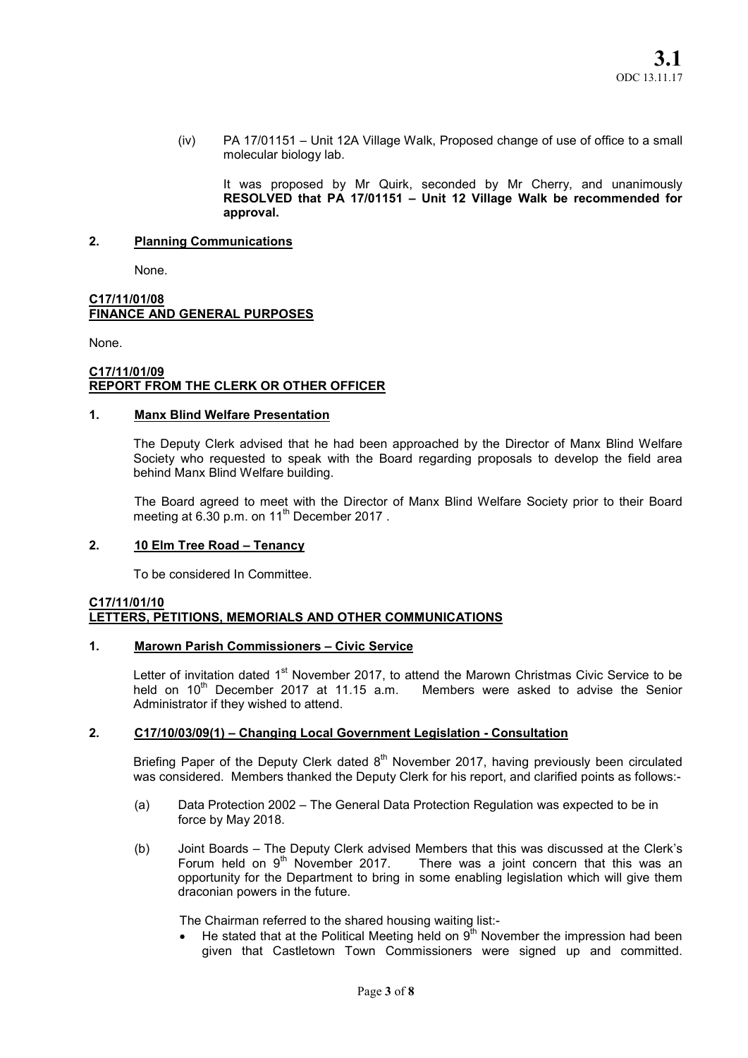(iv) PA 17/01151 – Unit 12A Village Walk, Proposed change of use of office to a small molecular biology lab.

It was proposed by Mr Quirk, seconded by Mr Cherry, and unanimously **RESOLVED that PA 17/01151 – Unit 12 Village Walk be recommended for approval.**

## 2. Planning Communications

None.

## C17/11/01/08
## FINANCE AND GENERAL PURPOSES

None.

## C17/11/01/09
## REPORT FROM THE CLERK OR OTHER OFFICER

### 1. Manx Blind Welfare Presentation

The Deputy Clerk advised that he had been approached by the Director of Manx Blind Welfare Society who requested to speak with the Board regarding proposals to develop the field area behind Manx Blind Welfare building.

The Board agreed to meet with the Director of Manx Blind Welfare Society prior to their Board meeting at 6.30 p.m. on 11th December 2017 .

### 2. 10 Elm Tree Road – Tenancy

To be considered In Committee.

## C17/11/01/10
## LETTERS, PETITIONS, MEMORIALS AND OTHER COMMUNICATIONS

### 1. Marown Parish Commissioners – Civic Service

Letter of invitation dated 1st November 2017, to attend the Marown Christmas Civic Service to be held on 10th December 2017 at 11.15 a.m. Members were asked to advise the Senior Administrator if they wished to attend.

### 2. C17/10/03/09(1) – Changing Local Government Legislation - Consultation

Briefing Paper of the Deputy Clerk dated 8th November 2017, having previously been circulated was considered. Members thanked the Deputy Clerk for his report, and clarified points as follows:-

(a) Data Protection 2002 – The General Data Protection Regulation was expected to be in force by May 2018.

(b) Joint Boards – The Deputy Clerk advised Members that this was discussed at the Clerk's Forum held on 9th November 2017. There was a joint concern that this was an opportunity for the Department to bring in some enabling legislation which will give them draconian powers in the future.

The Chairman referred to the shared housing waiting list:-

- He stated that at the Political Meeting held on 9th November the impression had been given that Castletown Town Commissioners were signed up and committed.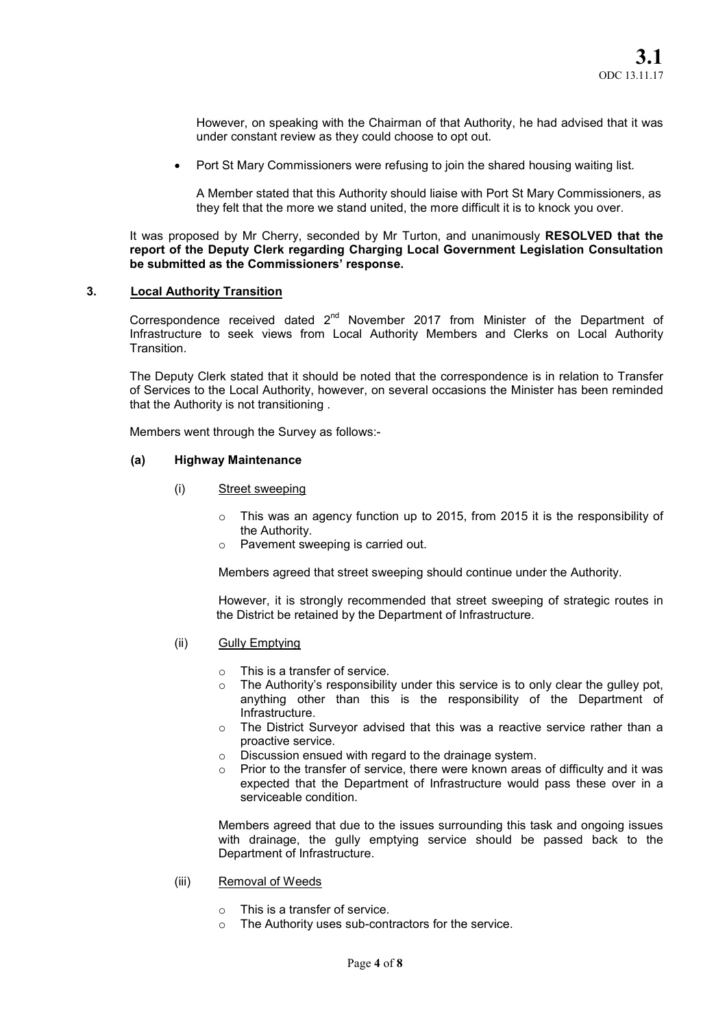However, on speaking with the Chairman of that Authority, he had advised that it was under constant review as they could choose to opt out.

- Port St Mary Commissioners were refusing to join the shared housing waiting list.

  A Member stated that this Authority should liaise with Port St Mary Commissioners, as they felt that the more we stand united, the more difficult it is to knock you over.

It was proposed by Mr Cherry, seconded by Mr Turton, and unanimously **RESOLVED that the report of the Deputy Clerk regarding Charging Local Government Legislation Consultation be submitted as the Commissioners' response.**

### 3. <u>Local Authority Transition</u>

Correspondence received dated 2nd November 2017 from Minister of the Department of Infrastructure to seek views from Local Authority Members and Clerks on Local Authority Transition.

The Deputy Clerk stated that it should be noted that the correspondence is in relation to Transfer of Services to the Local Authority, however, on several occasions the Minister has been reminded that the Authority is not transitioning .

Members went through the Survey as follows:-

#### (a) Highway Maintenance

(i) <u>Street sweeping</u>

- This was an agency function up to 2015, from 2015 it is the responsibility of the Authority.
- Pavement sweeping is carried out.

Members agreed that street sweeping should continue under the Authority.

However, it is strongly recommended that street sweeping of strategic routes in the District be retained by the Department of Infrastructure.

(ii) <u>Gully Emptying</u>

- This is a transfer of service.
- The Authority's responsibility under this service is to only clear the gulley pot, anything other than this is the responsibility of the Department of Infrastructure.
- The District Surveyor advised that this was a reactive service rather than a proactive service.
- Discussion ensued with regard to the drainage system.
- Prior to the transfer of service, there were known areas of difficulty and it was expected that the Department of Infrastructure would pass these over in a serviceable condition.

Members agreed that due to the issues surrounding this task and ongoing issues with drainage, the gully emptying service should be passed back to the Department of Infrastructure.

(iii) <u>Removal of Weeds</u>

- This is a transfer of service.
- The Authority uses sub-contractors for the service.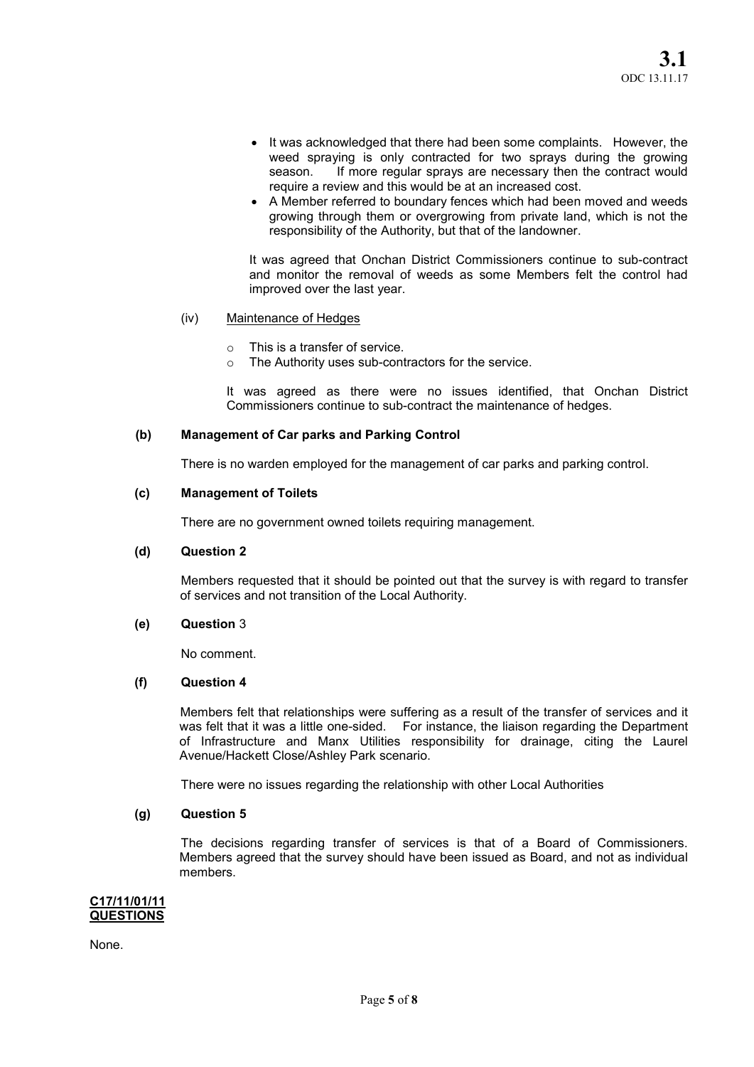- It was acknowledged that there had been some complaints. However, the weed spraying is only contracted for two sprays during the growing season. If more regular sprays are necessary then the contract would require a review and this would be at an increased cost.
- A Member referred to boundary fences which had been moved and weeds growing through them or overgrowing from private land, which is not the responsibility of the Authority, but that of the landowner.

It was agreed that Onchan District Commissioners continue to sub-contract and monitor the removal of weeds as some Members felt the control had improved over the last year.

(iv) Maintenance of Hedges

- This is a transfer of service.
- The Authority uses sub-contractors for the service.

It was agreed as there were no issues identified, that Onchan District Commissioners continue to sub-contract the maintenance of hedges.

**(b) Management of Car parks and Parking Control**

There is no warden employed for the management of car parks and parking control.

**(c) Management of Toilets**

There are no government owned toilets requiring management.

**(d) Question 2**

Members requested that it should be pointed out that the survey is with regard to transfer of services and not transition of the Local Authority.

**(e) Question** 3

No comment.

**(f) Question 4**

Members felt that relationships were suffering as a result of the transfer of services and it was felt that it was a little one-sided. For instance, the liaison regarding the Department of Infrastructure and Manx Utilities responsibility for drainage, citing the Laurel Avenue/Hackett Close/Ashley Park scenario.

There were no issues regarding the relationship with other Local Authorities

**(g) Question 5**

The decisions regarding transfer of services is that of a Board of Commissioners. Members agreed that the survey should have been issued as Board, and not as individual members.

**C17/11/01/11**
**QUESTIONS**

None.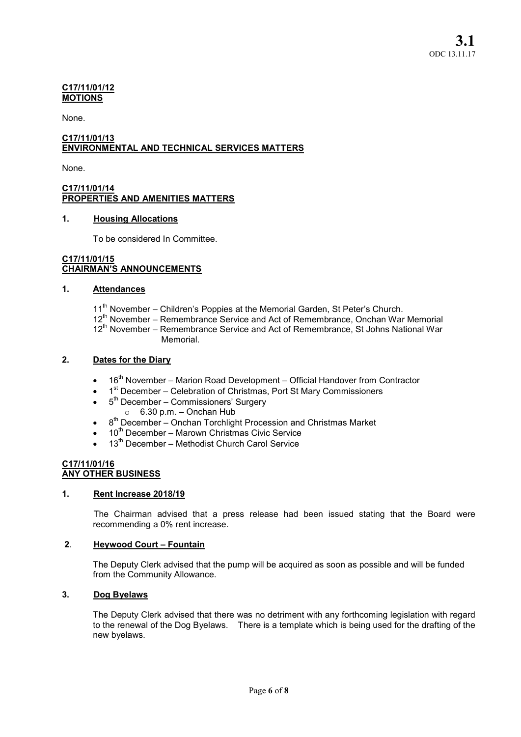**C17/11/01/12**
**MOTIONS**

None.

**C17/11/01/13**
**ENVIRONMENTAL AND TECHNICAL SERVICES MATTERS**

None.

**C17/11/01/14**
**PROPERTIES AND AMENITIES MATTERS**

**1. Housing Allocations**

To be considered In Committee.

**C17/11/01/15**
**CHAIRMAN'S ANNOUNCEMENTS**

**1. Attendances**

11th November – Children's Poppies at the Memorial Garden, St Peter's Church.
12th November – Remembrance Service and Act of Remembrance, Onchan War Memorial
12th November – Remembrance Service and Act of Remembrance, St Johns National War Memorial.

**2. Dates for the Diary**

- 16th November – Marion Road Development – Official Handover from Contractor
- 1st December – Celebration of Christmas, Port St Mary Commissioners
- 5th December – Commissioners' Surgery
  - 6.30 p.m. – Onchan Hub
- 8th December – Onchan Torchlight Procession and Christmas Market
- 10th December – Marown Christmas Civic Service
- 13th December – Methodist Church Carol Service

**C17/11/01/16**
**ANY OTHER BUSINESS**

**1. Rent Increase 2018/19**

The Chairman advised that a press release had been issued stating that the Board were recommending a 0% rent increase.

**2. Heywood Court – Fountain**

The Deputy Clerk advised that the pump will be acquired as soon as possible and will be funded from the Community Allowance.

**3. Dog Byelaws**

The Deputy Clerk advised that there was no detriment with any forthcoming legislation with regard to the renewal of the Dog Byelaws. There is a template which is being used for the drafting of the new byelaws.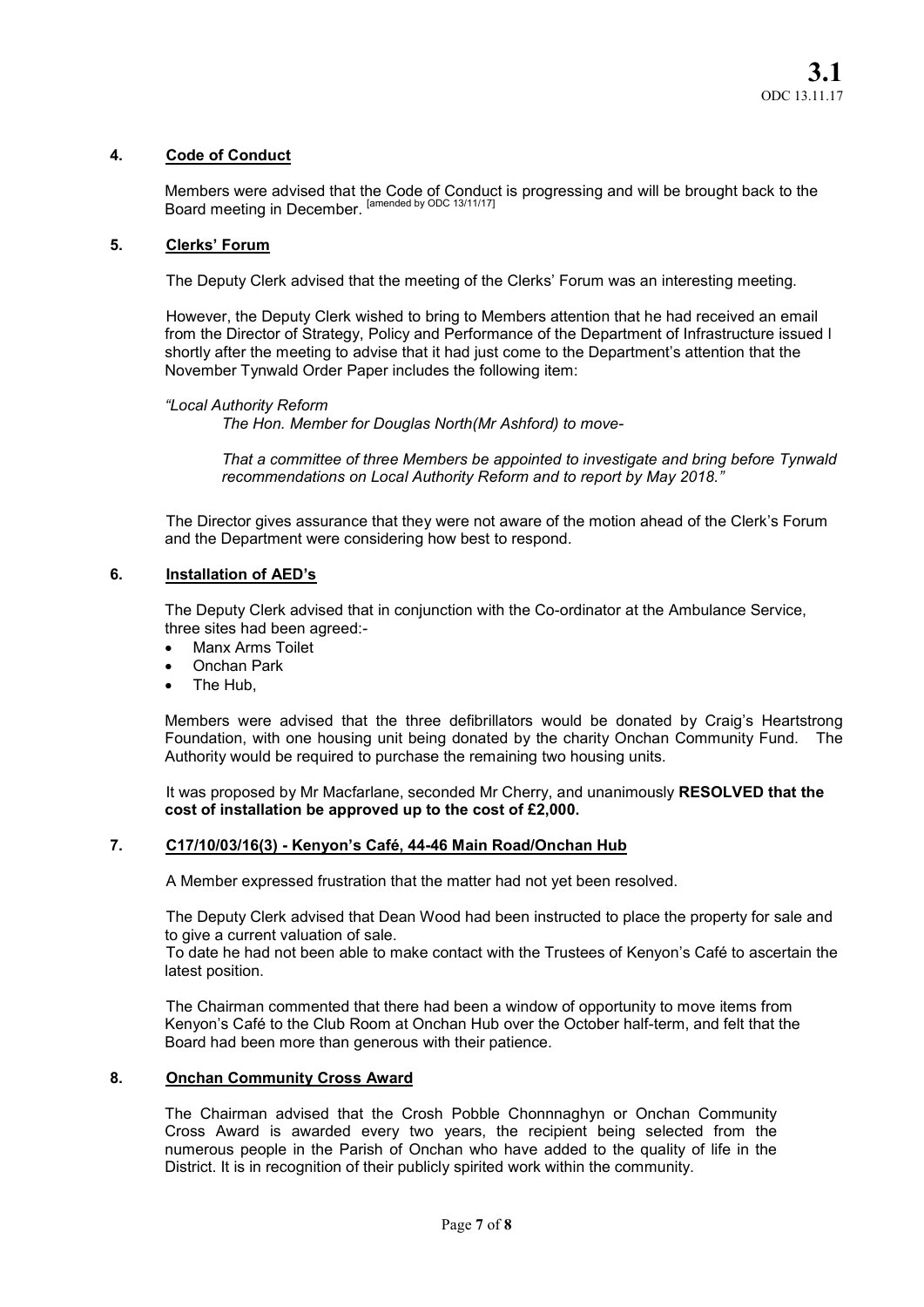**3.1**
ODC 13.11.17

### 4. Code of Conduct

Members were advised that the Code of Conduct is progressing and will be brought back to the Board meeting in December. [amended by ODC 13/11/17]

### 5. Clerks' Forum

The Deputy Clerk advised that the meeting of the Clerks' Forum was an interesting meeting.

However, the Deputy Clerk wished to bring to Members attention that he had received an email from the Director of Strategy, Policy and Performance of the Department of Infrastructure issued I shortly after the meeting to advise that it had just come to the Department's attention that the November Tynwald Order Paper includes the following item:

*"Local Authority Reform*
*The Hon. Member for Douglas North(Mr Ashford) to move-*

*That a committee of three Members be appointed to investigate and bring before Tynwald recommendations on Local Authority Reform and to report by May 2018."*

The Director gives assurance that they were not aware of the motion ahead of the Clerk's Forum and the Department were considering how best to respond.

### 6. Installation of AED's

The Deputy Clerk advised that in conjunction with the Co-ordinator at the Ambulance Service, three sites had been agreed:-

- Manx Arms Toilet
- Onchan Park
- The Hub,

Members were advised that the three defibrillators would be donated by Craig's Heartstrong Foundation, with one housing unit being donated by the charity Onchan Community Fund. The Authority would be required to purchase the remaining two housing units.

It was proposed by Mr Macfarlane, seconded Mr Cherry, and unanimously **RESOLVED that the cost of installation be approved up to the cost of £2,000.**

### 7. C17/10/03/16(3) - Kenyon's Café, 44-46 Main Road/Onchan Hub

A Member expressed frustration that the matter had not yet been resolved.

The Deputy Clerk advised that Dean Wood had been instructed to place the property for sale and to give a current valuation of sale.
To date he had not been able to make contact with the Trustees of Kenyon's Café to ascertain the latest position.

The Chairman commented that there had been a window of opportunity to move items from Kenyon's Café to the Club Room at Onchan Hub over the October half-term, and felt that the Board had been more than generous with their patience.

### 8. Onchan Community Cross Award

The Chairman advised that the Crosh Pobble Chonnnaghyn or Onchan Community Cross Award is awarded every two years, the recipient being selected from the numerous people in the Parish of Onchan who have added to the quality of life in the District. It is in recognition of their publicly spirited work within the community.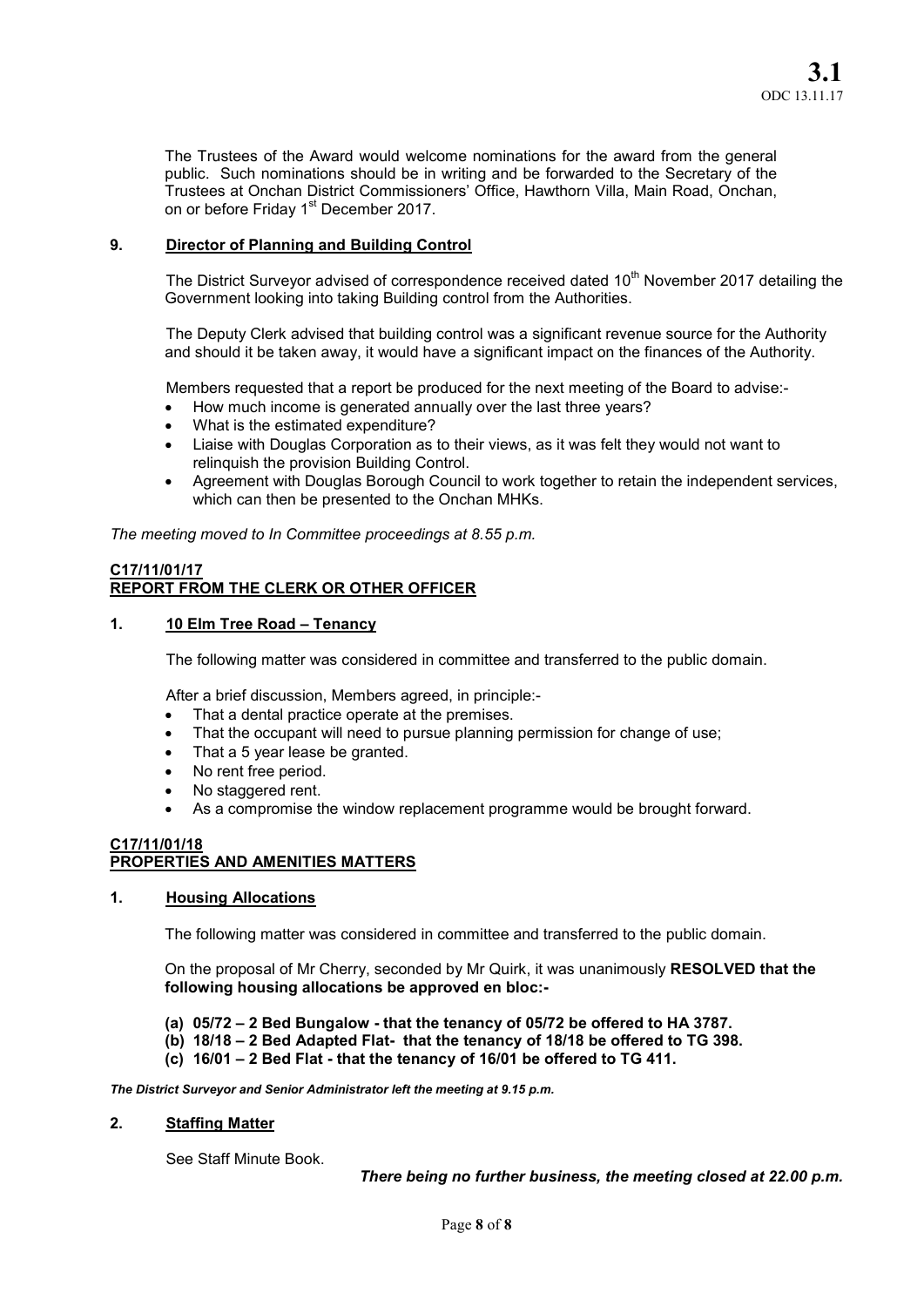The Trustees of the Award would welcome nominations for the award from the general public. Such nominations should be in writing and be forwarded to the Secretary of the Trustees at Onchan District Commissioners' Office, Hawthorn Villa, Main Road, Onchan, on or before Friday 1st December 2017.

### 9. Director of Planning and Building Control

The District Surveyor advised of correspondence received dated 10th November 2017 detailing the Government looking into taking Building control from the Authorities.

The Deputy Clerk advised that building control was a significant revenue source for the Authority and should it be taken away, it would have a significant impact on the finances of the Authority.

Members requested that a report be produced for the next meeting of the Board to advise:-

- How much income is generated annually over the last three years?
- What is the estimated expenditure?
- Liaise with Douglas Corporation as to their views, as it was felt they would not want to relinquish the provision Building Control.
- Agreement with Douglas Borough Council to work together to retain the independent services, which can then be presented to the Onchan MHKs.

*The meeting moved to In Committee proceedings at 8.55 p.m.*

## C17/11/01/17
## REPORT FROM THE CLERK OR OTHER OFFICER

### 1. 10 Elm Tree Road – Tenancy

The following matter was considered in committee and transferred to the public domain.

After a brief discussion, Members agreed, in principle:-

- That a dental practice operate at the premises.
- That the occupant will need to pursue planning permission for change of use;
- That a 5 year lease be granted.
- No rent free period.
- No staggered rent.
- As a compromise the window replacement programme would be brought forward.

## C17/11/01/18
## PROPERTIES AND AMENITIES MATTERS

### 1. Housing Allocations

The following matter was considered in committee and transferred to the public domain.

On the proposal of Mr Cherry, seconded by Mr Quirk, it was unanimously **RESOLVED that the following housing allocations be approved en bloc:-**

**(a) 05/72 – 2 Bed Bungalow - that the tenancy of 05/72 be offered to HA 3787.**
**(b) 18/18 – 2 Bed Adapted Flat- that the tenancy of 18/18 be offered to TG 398.**
**(c) 16/01 – 2 Bed Flat - that the tenancy of 16/01 be offered to TG 411.**

***The District Surveyor and Senior Administrator left the meeting at 9.15 p.m.***

### 2. Staffing Matter

See Staff Minute Book.

***There being no further business, the meeting closed at 22.00 p.m.***